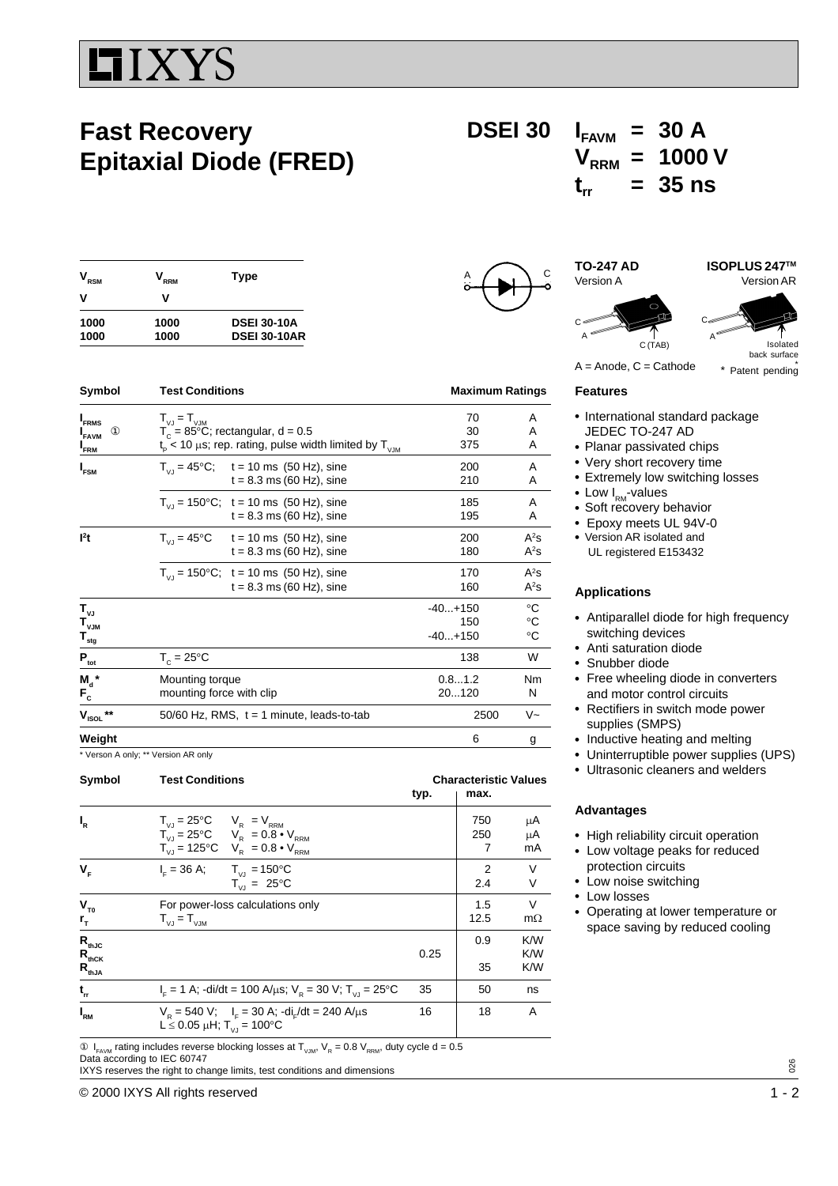# IXYS

# Fast Recovery Epitaxial Diode (FRED)

## DSEI 30

$I_{FAVM}$ = 30 A
$V_{RRM}$ = 1000 V
$t_{rr}$ = 35 ns

| $V_{RSM}$ | $V_{RRM}$ | Type |
|---|---|---|
| V | V | |
| 1000 | 1000 | DSEI 30-10A |
| 1000 | 1000 | DSEI 30-10AR |

**TO-247 AD** Version A — C, A, C (TAB)

**ISOPLUS 247™** Version AR — C, A, Isolated back surface*

A = Anode, C = Cathode

\* Patent pending

| Symbol | Test Conditions | | Maximum Ratings | |
|---|---|---|---|---|
| $I_{FRMS}$ | $T_{VJ} = T_{VJM}$ | | 70 | A |
| $I_{FAVM}$ ① | $T_C = 85°C$; rectangular, d = 0.5 | | 30 | A |
| $I_{FRM}$ | $t_P < 10$ µs; rep. rating, pulse width limited by $T_{VJM}$ | | 375 | A |
| $I_{FSM}$ | $T_{VJ} = 45°C$; | t = 10 ms (50 Hz), sine | 200 | A |
| | | t = 8.3 ms (60 Hz), sine | 210 | A |
| | $T_{VJ} = 150°C$; | t = 10 ms (50 Hz), sine | 185 | A |
| | | t = 8.3 ms (60 Hz), sine | 195 | A |
| $I^2t$ | $T_{VJ} = 45°C$ | t = 10 ms (50 Hz), sine | 200 | $A^2s$ |
| | | t = 8.3 ms (60 Hz), sine | 180 | $A^2s$ |
| | $T_{VJ} = 150°C$; | t = 10 ms (50 Hz), sine | 170 | $A^2s$ |
| | | t = 8.3 ms (60 Hz), sine | 160 | $A^2s$ |
| $T_{VJ}$ | | | -40...+150 | °C |
| $T_{VJM}$ | | | 150 | °C |
| $T_{stg}$ | | | -40...+150 | °C |
| $P_{tot}$ | $T_C = 25°C$ | | 138 | W |
| $M_d$* | Mounting torque | | 0.8...1.2 | Nm |
| $F_C$ | mounting force with clip | | 20...120 | N |
| $V_{ISOL}$** | 50/60 Hz, RMS, t = 1 minute, leads-to-tab | | 2500 | V~ |
| Weight | | | 6 | g |

\* Version A only; ** Version AR only

| Symbol | Test Conditions | | Characteristic Values typ. | max. | |
|---|---|---|---|---|---|
| $I_R$ | $T_{VJ} = 25°C$ | $V_R = V_{RRM}$ | | 750 | µA |
| | $T_{VJ} = 25°C$ | $V_R = 0.8 \cdot V_{RRM}$ | | 250 | µA |
| | $T_{VJ} = 125°C$ | $V_R = 0.8 \cdot V_{RRM}$ | | 7 | mA |
| $V_F$ | $I_F = 36$ A; | $T_{VJ} = 150°C$ | | 2 | V |
| | | $T_{VJ} = 25°C$ | | 2.4 | V |
| $V_{T0}$ | For power-loss calculations only | | | 1.5 | V |
| $r_T$ | $T_{VJ} = T_{VJM}$ | | | 12.5 | mΩ |
| $R_{thJC}$ | | | | 0.9 | K/W |
| $R_{thCK}$ | | | 0.25 | | K/W |
| $R_{thJA}$ | | | | 35 | K/W |
| $t_{rr}$ | $I_F = 1$ A; -di/dt = 100 A/µs; $V_R = 30$ V; $T_{VJ} = 25°C$ | | 35 | 50 | ns |
| $I_{RM}$ | $V_R = 540$ V; $I_F = 30$ A; $-di_F/dt = 240$ A/µs; $L \leq 0.05$ µH; $T_{VJ} = 100°C$ | | 16 | 18 | A |

① $I_{FAVM}$ rating includes reverse blocking losses at $T_{VJM}$, $V_R = 0.8\ V_{RRM}$, duty cycle d = 0.5

Data according to IEC 60747

IXYS reserves the right to change limits, test conditions and dimensions

### Features

- International standard package JEDEC TO-247 AD
- Planar passivated chips
- Very short recovery time
- Extremely low switching losses
- Low $I_{RM}$-values
- Soft recovery behavior
- Epoxy meets UL 94V-0
- Version AR isolated and UL registered E153432

### Applications

- Antiparallel diode for high frequency switching devices
- Anti saturation diode
- Snubber diode
- Free wheeling diode in converters and motor control circuits
- Rectifiers in switch mode power supplies (SMPS)
- Inductive heating and melting
- Uninterruptible power supplies (UPS)
- Ultrasonic cleaners and welders

### Advantages

- High reliability circuit operation
- Low voltage peaks for reduced protection circuits
- Low noise switching
- Low losses
- Operating at lower temperature or space saving by reduced cooling

© 2000 IXYS All rights reserved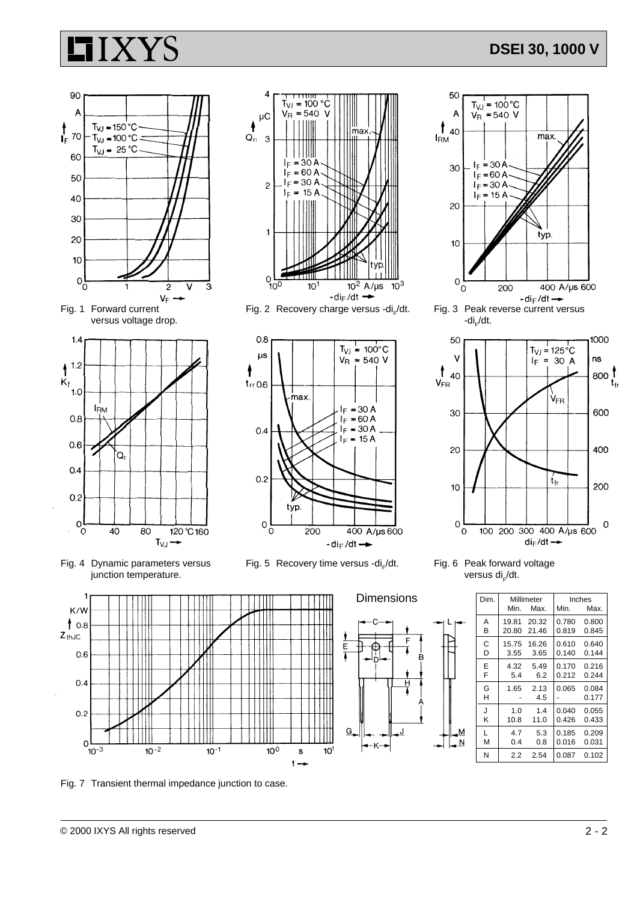90
A
$I_F$
70
60
50
40
30
20
10
0
0 1 2 V 3
$V_F$
$T_{VJ}$ = 150 °C
$T_{VJ}$ = 100 °C
$T_{VJ}$ = 25 °C

Fig. 1 Forward current versus voltage drop.

4
μC
$Q_r$
3
2
1
0
$10^0$ $10^1$ $10^2$ A/μs $10^3$
$-di_F/dt$
$T_{VJ}$ = 100 °C
$V_R$ = 540 V
max.
$I_F$ = 30 A
$I_F$ = 60 A
$I_F$ = 30 A
$I_F$ = 15 A
typ.

Fig. 2 Recovery charge versus $-di_F/dt$.

50
A
$I_{RM}$
40
30
20
10
0
0 200 400 A/μs 600
$-di_F/dt$
$T_{VJ}$ = 100 °C
$V_R$ = 540 V
max.
$I_F$ = 30 A
$I_F$ = 60 A
$I_F$ = 30 A
$I_F$ = 15 A
typ.

Fig. 3 Peak reverse current versus $-di_F/dt$.

1.4
1.2
$K_f$
1.0
0.8
0.6
0.4
0.2
0
0 40 80 120 °C 160
$T_{VJ}$
$I_{RM}$
$Q_r$

Fig. 4 Dynamic parameters versus junction temperature.

0.8
μs
$t_{rr}$ 0.6
0.4
0.2
0
0 200 400 A/μs 600
$-di_F/dt$
$T_{VJ}$ = 100°C
$V_R$ = 540 V
max.
$I_F$ = 30 A
$I_F$ = 60 A
$I_F$ = 30 A
$I_F$ = 15 A
typ.

Fig. 5 Recovery time versus $-di_F/dt$.

50
V
$V_{FR}$
40
30
20
10
0
0 100 200 300 400 A/μs 600
$di_F/dt$
1000
ns
800 $t_{fr}$
600
400
200
0
$T_{VJ}$ = 125°C
$I_F$ = 30 A
$V_{FR}$
$t_{fr}$

Fig. 6 Peak forward voltage versus $di_F/dt$.

1
K/W
0.8
$Z_{thJC}$
0.6
0.4
0.2
0
$10^{-3}$ $10^{-2}$ $10^{-1}$ $10^0$ s $10^1$
t

Fig. 7 Transient thermal impedance junction to case.

## Dimensions

C
E
D
F
B
H
A
G
J
K
L
M
N

| Dim. | Millimeter Min. | Millimeter Max. | Inches Min. | Inches Max. |
|---|---|---|---|---|
| A | 19.81 | 20.32 | 0.780 | 0.800 |
| B | 20.80 | 21.46 | 0.819 | 0.845 |
| C | 15.75 | 16.26 | 0.610 | 0.640 |
| D | 3.55 | 3.65 | 0.140 | 0.144 |
| E | 4.32 | 5.49 | 0.170 | 0.216 |
| F | 5.4 | 6.2 | 0.212 | 0.244 |
| G | 1.65 | 2.13 | 0.065 | 0.084 |
| H | - | 4.5 | - | 0.177 |
| J | 1.0 | 1.4 | 0.040 | 0.055 |
| K | 10.8 | 11.0 | 0.426 | 0.433 |
| L | 4.7 | 5.3 | 0.185 | 0.209 |
| M | 0.4 | 0.8 | 0.016 | 0.031 |
| N | 2.2 | 2.54 | 0.087 | 0.102 |

© 2000 IXYS All rights reserved